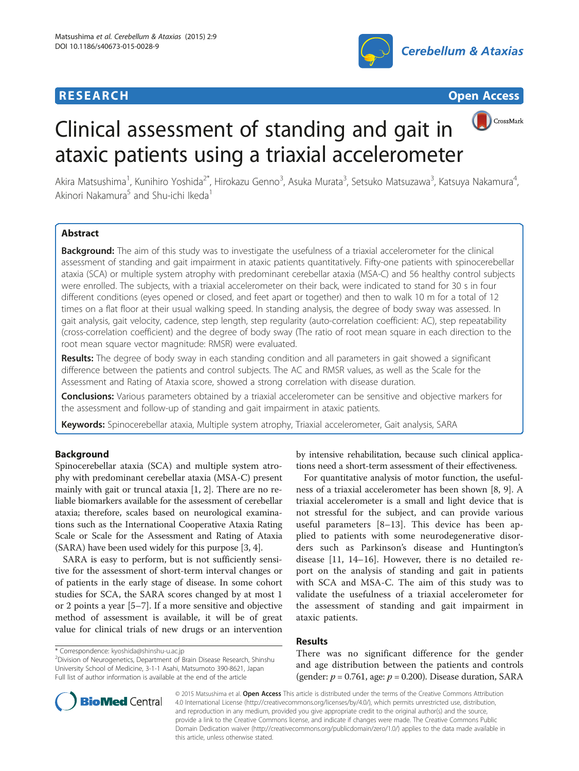**RESEARCH** **Open Access**

# Clinical assessment of standing and gait in ataxic patients using a triaxial accelerometer

Akira Matsushima[1], Kunihiro Yoshida[2*], Hirokazu Genno[3], Asuka Murata[3], Setsuko Matsuzawa[3], Katsuya Nakamura[4], Akinori Nakamura[5] and Shu-ichi Ikeda[1]

## Abstract

**Background:** The aim of this study was to investigate the usefulness of a triaxial accelerometer for the clinical assessment of standing and gait impairment in ataxic patients quantitatively. Fifty-one patients with spinocerebellar ataxia (SCA) or multiple system atrophy with predominant cerebellar ataxia (MSA-C) and 56 healthy control subjects were enrolled. The subjects, with a triaxial accelerometer on their back, were indicated to stand for 30 s in four different conditions (eyes opened or closed, and feet apart or together) and then to walk 10 m for a total of 12 times on a flat floor at their usual walking speed. In standing analysis, the degree of body sway was assessed. In gait analysis, gait velocity, cadence, step length, step regularity (auto-correlation coefficient: AC), step repeatability (cross-correlation coefficient) and the degree of body sway (The ratio of root mean square in each direction to the root mean square vector magnitude: RMSR) were evaluated.

**Results:** The degree of body sway in each standing condition and all parameters in gait showed a significant difference between the patients and control subjects. The AC and RMSR values, as well as the Scale for the Assessment and Rating of Ataxia score, showed a strong correlation with disease duration.

**Conclusions:** Various parameters obtained by a triaxial accelerometer can be sensitive and objective markers for the assessment and follow-up of standing and gait impairment in ataxic patients.

**Keywords:** Spinocerebellar ataxia, Multiple system atrophy, Triaxial accelerometer, Gait analysis, SARA

## Background

Spinocerebellar ataxia (SCA) and multiple system atrophy with predominant cerebellar ataxia (MSA-C) present mainly with gait or truncal ataxia [1, 2]. There are no reliable biomarkers available for the assessment of cerebellar ataxia; therefore, scales based on neurological examinations such as the International Cooperative Ataxia Rating Scale or Scale for the Assessment and Rating of Ataxia (SARA) have been used widely for this purpose [3, 4].

SARA is easy to perform, but is not sufficiently sensitive for the assessment of short-term interval changes or of patients in the early stage of disease. In some cohort studies for SCA, the SARA scores changed by at most 1 or 2 points a year [5–7]. If a more sensitive and objective method of assessment is available, it will be of great value for clinical trials of new drugs or an intervention by intensive rehabilitation, because such clinical applications need a short-term assessment of their effectiveness.

For quantitative analysis of motor function, the usefulness of a triaxial accelerometer has been shown [8, 9]. A triaxial accelerometer is a small and light device that is not stressful for the subject, and can provide various useful parameters [8–13]. This device has been applied to patients with some neurodegenerative disorders such as Parkinson's disease and Huntington's disease [11, 14–16]. However, there is no detailed report on the analysis of standing and gait in patients with SCA and MSA-C. The aim of this study was to validate the usefulness of a triaxial accelerometer for the assessment of standing and gait impairment in ataxic patients.

## Results

There was no significant difference for the gender and age distribution between the patients and controls (gender: $p = 0.761$, age: $p = 0.200$). Disease duration, SARA

\* Correspondence: kyoshida@shinshu-u.ac.jp
[2]Division of Neurogenetics, Department of Brain Disease Research, Shinshu University School of Medicine, 3-1-1 Asahi, Matsumoto 390-8621, Japan
Full list of author information is available at the end of the article

© 2015 Matsushima et al. **Open Access** This article is distributed under the terms of the Creative Commons Attribution 4.0 International License (http://creativecommons.org/licenses/by/4.0/), which permits unrestricted use, distribution, and reproduction in any medium, provided you give appropriate credit to the original author(s) and the source, provide a link to the Creative Commons license, and indicate if changes were made. The Creative Commons Public Domain Dedication waiver (http://creativecommons.org/publicdomain/zero/1.0/) applies to the data made available in this article, unless otherwise stated.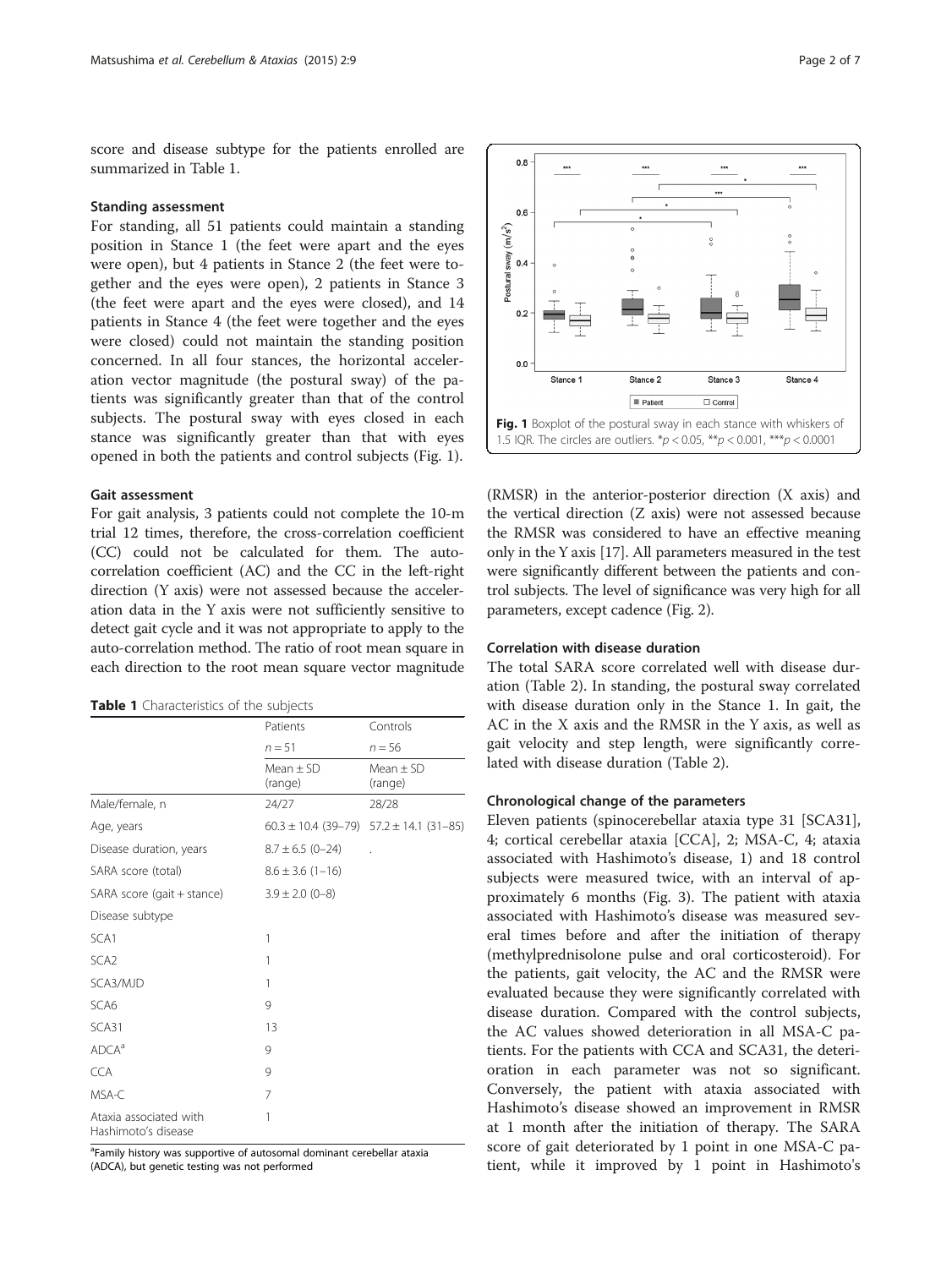score and disease subtype for the patients enrolled are summarized in Table 1.

### Standing assessment

For standing, all 51 patients could maintain a standing position in Stance 1 (the feet were apart and the eyes were open), but 4 patients in Stance 2 (the feet were together and the eyes were open), 2 patients in Stance 3 (the feet were apart and the eyes were closed), and 14 patients in Stance 4 (the feet were together and the eyes were closed) could not maintain the standing position concerned. In all four stances, the horizontal acceleration vector magnitude (the postural sway) of the patients was significantly greater than that of the control subjects. The postural sway with eyes closed in each stance was significantly greater than that with eyes opened in both the patients and control subjects (Fig. 1).

### Gait assessment

For gait analysis, 3 patients could not complete the 10-m trial 12 times, therefore, the cross-correlation coefficient (CC) could not be calculated for them. The auto-correlation coefficient (AC) and the CC in the left-right direction (Y axis) were not assessed because the acceleration data in the Y axis were not sufficiently sensitive to detect gait cycle and it was not appropriate to apply to the auto-correlation method. The ratio of root mean square in each direction to the root mean square vector magnitude (RMSR) in the anterior-posterior direction (X axis) and the vertical direction (Z axis) were not assessed because the RMSR was considered to have an effective meaning only in the Y axis [17]. All parameters measured in the test were significantly different between the patients and control subjects. The level of significance was very high for all parameters, except cadence (Fig. 2).

**Table 1** Characteristics of the subjects

| | Patients | Controls |
|---|---|---|
| | $n = 51$ | $n = 56$ |
| | Mean ± SD (range) | Mean ± SD (range) |
| Male/female, n | 24/27 | 28/28 |
| Age, years | 60.3 ± 10.4 (39–79) | 57.2 ± 14.1 (31–85) |
| Disease duration, years | 8.7 ± 6.5 (0–24) | . |
| SARA score (total) | 8.6 ± 3.6 (1–16) | |
| SARA score (gait + stance) | 3.9 ± 2.0 (0–8) | |
| Disease subtype | | |
| SCA1 | 1 | |
| SCA2 | 1 | |
| SCA3/MJD | 1 | |
| SCA6 | 9 | |
| SCA31 | 13 | |
| ADCA[a] | 9 | |
| CCA | 9 | |
| MSA-C | 7 | |
| Ataxia associated with Hashimoto's disease | 1 | |

[a]Family history was supportive of autosomal dominant cerebellar ataxia (ADCA), but genetic testing was not performed

**Fig. 1** Boxplot of the postural sway in each stance with whiskers of 1.5 IQR. The circles are outliers. \*$p < 0.05$, \*\*$p < 0.001$, \*\*\*$p < 0.0001$

### Correlation with disease duration

The total SARA score correlated well with disease duration (Table 2). In standing, the postural sway correlated with disease duration only in the Stance 1. In gait, the AC in the X axis and the RMSR in the Y axis, as well as gait velocity and step length, were significantly correlated with disease duration (Table 2).

### Chronological change of the parameters

Eleven patients (spinocerebellar ataxia type 31 [SCA31], 4; cortical cerebellar ataxia [CCA], 2; MSA-C, 4; ataxia associated with Hashimoto's disease, 1) and 18 control subjects were measured twice, with an interval of approximately 6 months (Fig. 3). The patient with ataxia associated with Hashimoto's disease was measured several times before and after the initiation of therapy (methylprednisolone pulse and oral corticosteroid). For the patients, gait velocity, the AC and the RMSR were evaluated because they were significantly correlated with disease duration. Compared with the control subjects, the AC values showed deterioration in all MSA-C patients. For the patients with CCA and SCA31, the deterioration in each parameter was not so significant. Conversely, the patient with ataxia associated with Hashimoto's disease showed an improvement in RMSR at 1 month after the initiation of therapy. The SARA score of gait deteriorated by 1 point in one MSA-C patient, while it improved by 1 point in Hashimoto's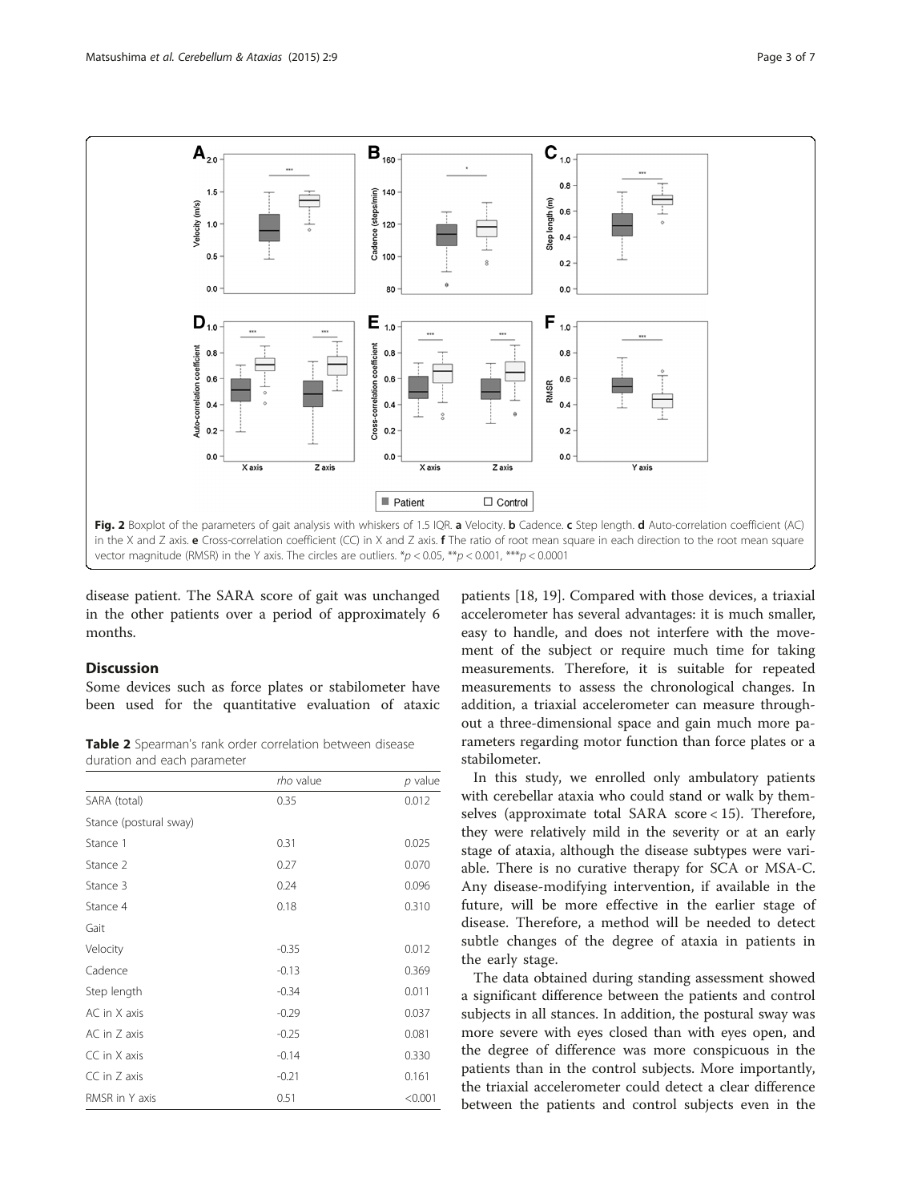Fig. 2 Boxplot of the parameters of gait analysis with whiskers of 1.5 IQR. **a** Velocity. **b** Cadence. **c** Step length. **d** Auto-correlation coefficient (AC) in the X and Z axis. **e** Cross-correlation coefficient (CC) in X and Z axis. **f** The ratio of root mean square in each direction to the root mean square vector magnitude (RMSR) in the Y axis. The circles are outliers. \*$p < 0.05$, \*\*$p < 0.001$, \*\*\*$p < 0.0001$

disease patient. The SARA score of gait was unchanged in the other patients over a period of approximately 6 months.

## Discussion

Some devices such as force plates or stabilometer have been used for the quantitative evaluation of ataxic patients [18, 19]. Compared with those devices, a triaxial accelerometer has several advantages: it is much smaller, easy to handle, and does not interfere with the movement of the subject or require much time for taking measurements. Therefore, it is suitable for repeated measurements to assess the chronological changes. In addition, a triaxial accelerometer can measure throughout a three-dimensional space and gain much more parameters regarding motor function than force plates or a stabilometer.

**Table 2** Spearman's rank order correlation between disease duration and each parameter

| | *rho* value | *p* value |
|---|---|---|
| SARA (total) | 0.35 | 0.012 |
| Stance (postural sway) | | |
| Stance 1 | 0.31 | 0.025 |
| Stance 2 | 0.27 | 0.070 |
| Stance 3 | 0.24 | 0.096 |
| Stance 4 | 0.18 | 0.310 |
| Gait | | |
| Velocity | -0.35 | 0.012 |
| Cadence | -0.13 | 0.369 |
| Step length | -0.34 | 0.011 |
| AC in X axis | -0.29 | 0.037 |
| AC in Z axis | -0.25 | 0.081 |
| CC in X axis | -0.14 | 0.330 |
| CC in Z axis | -0.21 | 0.161 |
| RMSR in Y axis | 0.51 | <0.001 |

In this study, we enrolled only ambulatory patients with cerebellar ataxia who could stand or walk by themselves (approximate total SARA score < 15). Therefore, they were relatively mild in the severity or at an early stage of ataxia, although the disease subtypes were variable. There is no curative therapy for SCA or MSA-C. Any disease-modifying intervention, if available in the future, will be more effective in the earlier stage of disease. Therefore, a method will be needed to detect subtle changes of the degree of ataxia in patients in the early stage.

The data obtained during standing assessment showed a significant difference between the patients and control subjects in all stances. In addition, the postural sway was more severe with eyes closed than with eyes open, and the degree of difference was more conspicuous in the patients than in the control subjects. More importantly, the triaxial accelerometer could detect a clear difference between the patients and control subjects even in the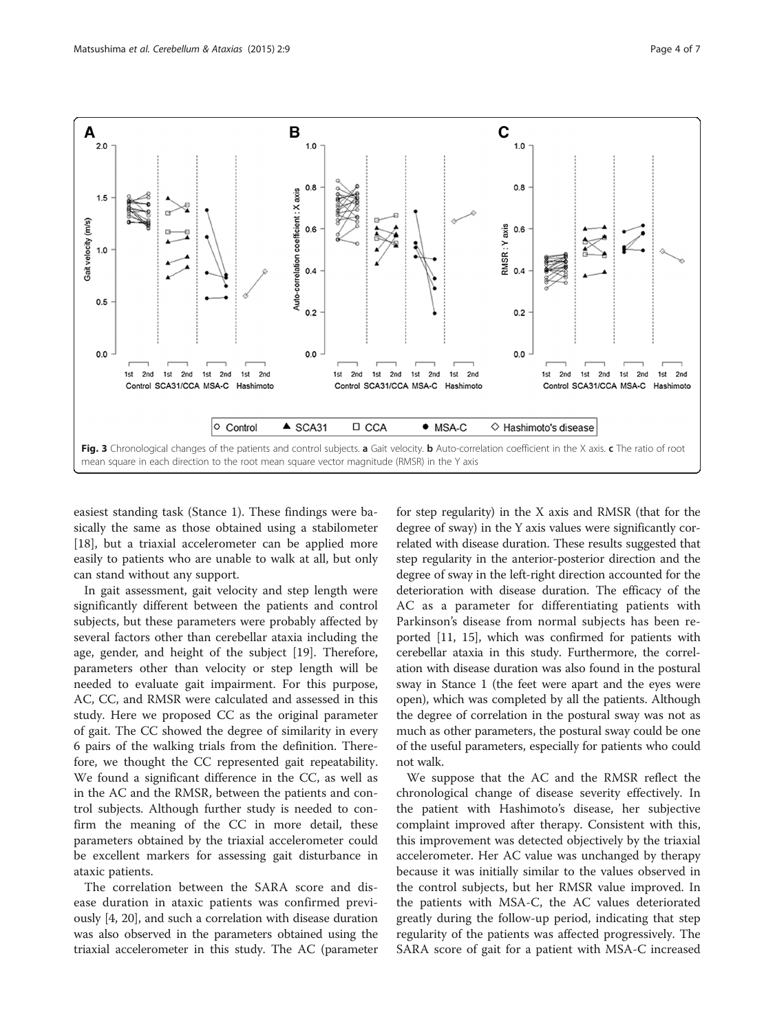Fig. 3 Chronological changes of the patients and control subjects. **a** Gait velocity. **b** Auto-correlation coefficient in the X axis. **c** The ratio of root mean square in each direction to the root mean square vector magnitude (RMSR) in the Y axis

easiest standing task (Stance 1). These findings were basically the same as those obtained using a stabilometer [18], but a triaxial accelerometer can be applied more easily to patients who are unable to walk at all, but only can stand without any support.

In gait assessment, gait velocity and step length were significantly different between the patients and control subjects, but these parameters were probably affected by several factors other than cerebellar ataxia including the age, gender, and height of the subject [19]. Therefore, parameters other than velocity or step length will be needed to evaluate gait impairment. For this purpose, AC, CC, and RMSR were calculated and assessed in this study. Here we proposed CC as the original parameter of gait. The CC showed the degree of similarity in every 6 pairs of the walking trials from the definition. Therefore, we thought the CC represented gait repeatability. We found a significant difference in the CC, as well as in the AC and the RMSR, between the patients and control subjects. Although further study is needed to confirm the meaning of the CC in more detail, these parameters obtained by the triaxial accelerometer could be excellent markers for assessing gait disturbance in ataxic patients.

The correlation between the SARA score and disease duration in ataxic patients was confirmed previously [4, 20], and such a correlation with disease duration was also observed in the parameters obtained using the triaxial accelerometer in this study. The AC (parameter for step regularity) in the X axis and RMSR (that for the degree of sway) in the Y axis values were significantly correlated with disease duration. These results suggested that step regularity in the anterior-posterior direction and the degree of sway in the left-right direction accounted for the deterioration with disease duration. The efficacy of the AC as a parameter for differentiating patients with Parkinson's disease from normal subjects has been reported [11, 15], which was confirmed for patients with cerebellar ataxia in this study. Furthermore, the correlation with disease duration was also found in the postural sway in Stance 1 (the feet were apart and the eyes were open), which was completed by all the patients. Although the degree of correlation in the postural sway was not as much as other parameters, the postural sway could be one of the useful parameters, especially for patients who could not walk.

We suppose that the AC and the RMSR reflect the chronological change of disease severity effectively. In the patient with Hashimoto's disease, her subjective complaint improved after therapy. Consistent with this, this improvement was detected objectively by the triaxial accelerometer. Her AC value was unchanged by therapy because it was initially similar to the values observed in the control subjects, but her RMSR value improved. In the patients with MSA-C, the AC values deteriorated greatly during the follow-up period, indicating that step regularity of the patients was affected progressively. The SARA score of gait for a patient with MSA-C increased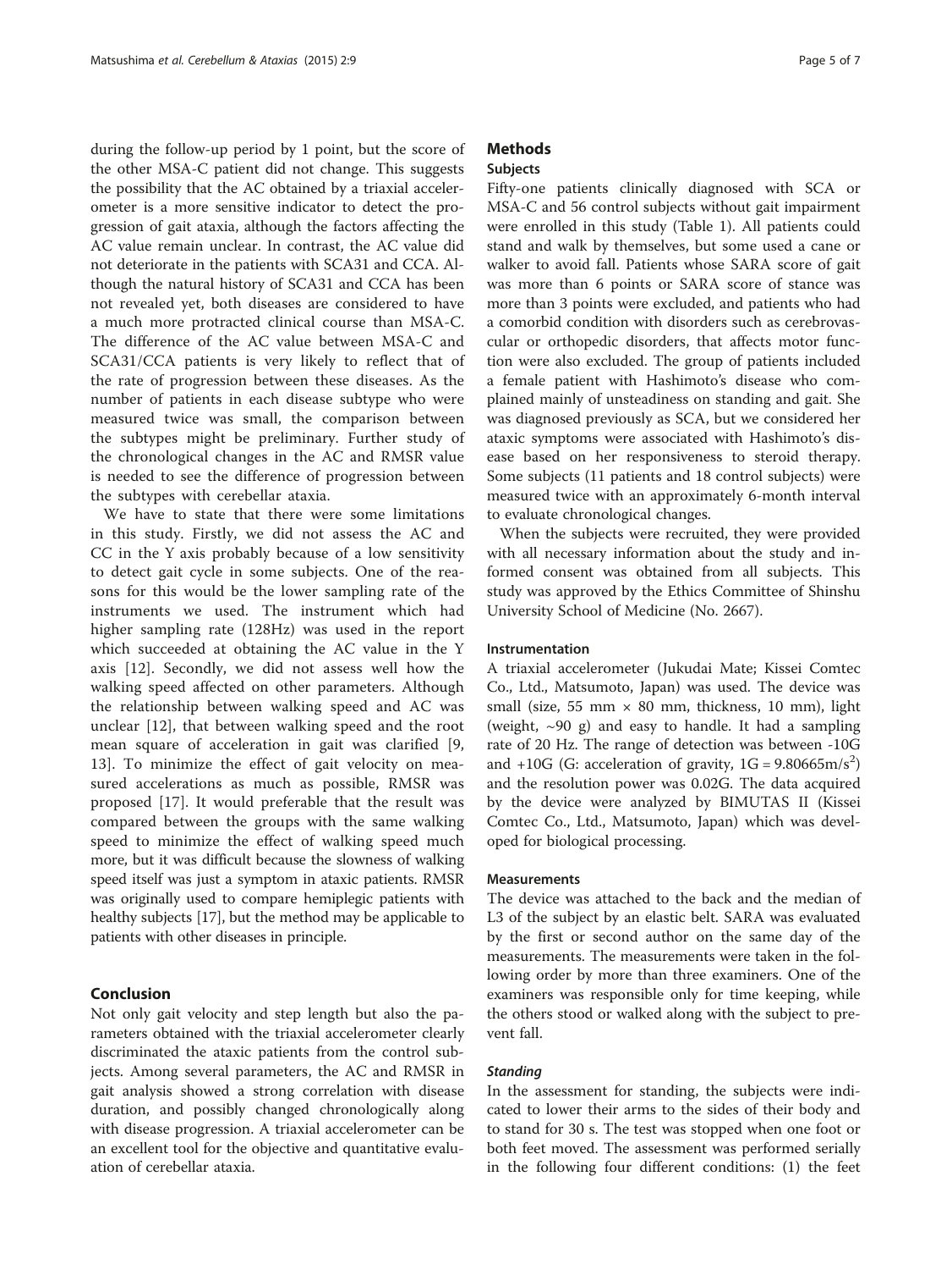during the follow-up period by 1 point, but the score of the other MSA-C patient did not change. This suggests the possibility that the AC obtained by a triaxial accelerometer is a more sensitive indicator to detect the progression of gait ataxia, although the factors affecting the AC value remain unclear. In contrast, the AC value did not deteriorate in the patients with SCA31 and CCA. Although the natural history of SCA31 and CCA has been not revealed yet, both diseases are considered to have a much more protracted clinical course than MSA-C. The difference of the AC value between MSA-C and SCA31/CCA patients is very likely to reflect that of the rate of progression between these diseases. As the number of patients in each disease subtype who were measured twice was small, the comparison between the subtypes might be preliminary. Further study of the chronological changes in the AC and RMSR value is needed to see the difference of progression between the subtypes with cerebellar ataxia.

We have to state that there were some limitations in this study. Firstly, we did not assess the AC and CC in the Y axis probably because of a low sensitivity to detect gait cycle in some subjects. One of the reasons for this would be the lower sampling rate of the instruments we used. The instrument which had higher sampling rate (128Hz) was used in the report which succeeded at obtaining the AC value in the Y axis [12]. Secondly, we did not assess well how the walking speed affected on other parameters. Although the relationship between walking speed and AC was unclear [12], that between walking speed and the root mean square of acceleration in gait was clarified [9, 13]. To minimize the effect of gait velocity on measured accelerations as much as possible, RMSR was proposed [17]. It would preferable that the result was compared between the groups with the same walking speed to minimize the effect of walking speed much more, but it was difficult because the slowness of walking speed itself was just a symptom in ataxic patients. RMSR was originally used to compare hemiplegic patients with healthy subjects [17], but the method may be applicable to patients with other diseases in principle.

## Conclusion

Not only gait velocity and step length but also the parameters obtained with the triaxial accelerometer clearly discriminated the ataxic patients from the control subjects. Among several parameters, the AC and RMSR in gait analysis showed a strong correlation with disease duration, and possibly changed chronologically along with disease progression. A triaxial accelerometer can be an excellent tool for the objective and quantitative evaluation of cerebellar ataxia.

## Methods

### Subjects

Fifty-one patients clinically diagnosed with SCA or MSA-C and 56 control subjects without gait impairment were enrolled in this study (Table 1). All patients could stand and walk by themselves, but some used a cane or walker to avoid fall. Patients whose SARA score of gait was more than 6 points or SARA score of stance was more than 3 points were excluded, and patients who had a comorbid condition with disorders such as cerebrovascular or orthopedic disorders, that affects motor function were also excluded. The group of patients included a female patient with Hashimoto's disease who complained mainly of unsteadiness on standing and gait. She was diagnosed previously as SCA, but we considered her ataxic symptoms were associated with Hashimoto's disease based on her responsiveness to steroid therapy. Some subjects (11 patients and 18 control subjects) were measured twice with an approximately 6-month interval to evaluate chronological changes.

When the subjects were recruited, they were provided with all necessary information about the study and informed consent was obtained from all subjects. This study was approved by the Ethics Committee of Shinshu University School of Medicine (No. 2667).

### Instrumentation

A triaxial accelerometer (Jukudai Mate; Kissei Comtec Co., Ltd., Matsumoto, Japan) was used. The device was small (size, 55 mm × 80 mm, thickness, 10 mm), light (weight, ~90 g) and easy to handle. It had a sampling rate of 20 Hz. The range of detection was between -10G and +10G (G: acceleration of gravity, 1G = 9.80665m/s$^2$) and the resolution power was 0.02G. The data acquired by the device were analyzed by BIMUTAS II (Kissei Comtec Co., Ltd., Matsumoto, Japan) which was developed for biological processing.

### Measurements

The device was attached to the back and the median of L3 of the subject by an elastic belt. SARA was evaluated by the first or second author on the same day of the measurements. The measurements were taken in the following order by more than three examiners. One of the examiners was responsible only for time keeping, while the others stood or walked along with the subject to prevent fall.

#### *Standing*

In the assessment for standing, the subjects were indicated to lower their arms to the sides of their body and to stand for 30 s. The test was stopped when one foot or both feet moved. The assessment was performed serially in the following four different conditions: (1) the feet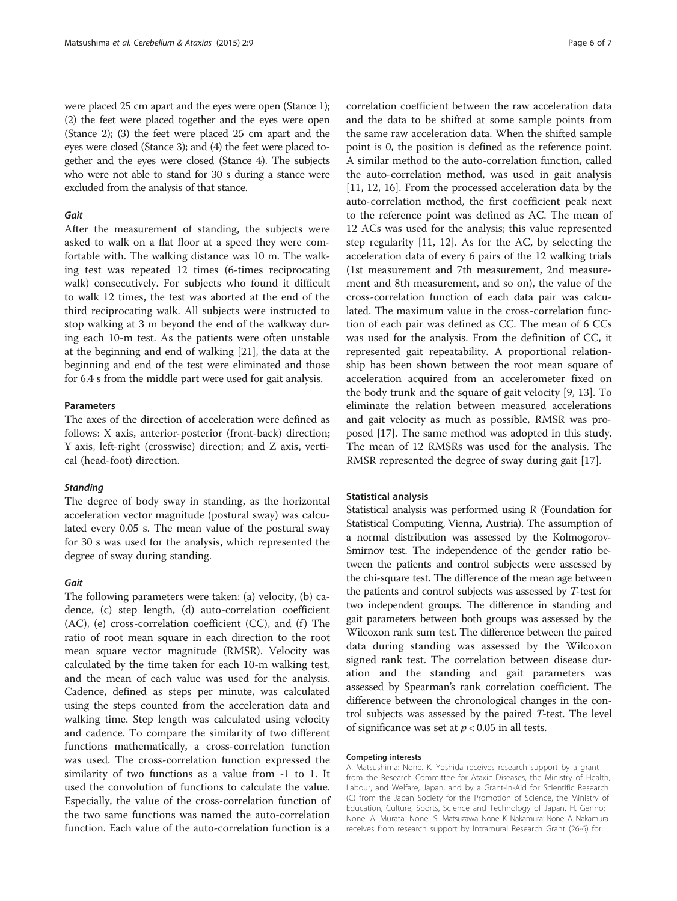were placed 25 cm apart and the eyes were open (Stance 1); (2) the feet were placed together and the eyes were open (Stance 2); (3) the feet were placed 25 cm apart and the eyes were closed (Stance 3); and (4) the feet were placed together and the eyes were closed (Stance 4). The subjects who were not able to stand for 30 s during a stance were excluded from the analysis of that stance.

#### *Gait*

After the measurement of standing, the subjects were asked to walk on a flat floor at a speed they were comfortable with. The walking distance was 10 m. The walking test was repeated 12 times (6-times reciprocating walk) consecutively. For subjects who found it difficult to walk 12 times, the test was aborted at the end of the third reciprocating walk. All subjects were instructed to stop walking at 3 m beyond the end of the walkway during each 10-m test. As the patients were often unstable at the beginning and end of walking [21], the data at the beginning and end of the test were eliminated and those for 6.4 s from the middle part were used for gait analysis.

### Parameters

The axes of the direction of acceleration were defined as follows: X axis, anterior-posterior (front-back) direction; Y axis, left-right (crosswise) direction; and Z axis, vertical (head-foot) direction.

#### *Standing*

The degree of body sway in standing, as the horizontal acceleration vector magnitude (postural sway) was calculated every 0.05 s. The mean value of the postural sway for 30 s was used for the analysis, which represented the degree of sway during standing.

#### *Gait*

The following parameters were taken: (a) velocity, (b) cadence, (c) step length, (d) auto-correlation coefficient (AC), (e) cross-correlation coefficient (CC), and (f) The ratio of root mean square in each direction to the root mean square vector magnitude (RMSR). Velocity was calculated by the time taken for each 10-m walking test, and the mean of each value was used for the analysis. Cadence, defined as steps per minute, was calculated using the steps counted from the acceleration data and walking time. Step length was calculated using velocity and cadence. To compare the similarity of two different functions mathematically, a cross-correlation function was used. The cross-correlation function expressed the similarity of two functions as a value from -1 to 1. It used the convolution of functions to calculate the value. Especially, the value of the cross-correlation function of the two same functions was named the auto-correlation function. Each value of the auto-correlation function is a correlation coefficient between the raw acceleration data and the data to be shifted at some sample points from the same raw acceleration data. When the shifted sample point is 0, the position is defined as the reference point. A similar method to the auto-correlation function, called the auto-correlation method, was used in gait analysis [11, 12, 16]. From the processed acceleration data by the auto-correlation method, the first coefficient peak next to the reference point was defined as AC. The mean of 12 ACs was used for the analysis; this value represented step regularity [11, 12]. As for the AC, by selecting the acceleration data of every 6 pairs of the 12 walking trials (1st measurement and 7th measurement, 2nd measurement and 8th measurement, and so on), the value of the cross-correlation function of each data pair was calculated. The maximum value in the cross-correlation function of each pair was defined as CC. The mean of 6 CCs was used for the analysis. From the definition of CC, it represented gait repeatability. A proportional relationship has been shown between the root mean square of acceleration acquired from an accelerometer fixed on the body trunk and the square of gait velocity [9, 13]. To eliminate the relation between measured accelerations and gait velocity as much as possible, RMSR was proposed [17]. The same method was adopted in this study. The mean of 12 RMSRs was used for the analysis. The RMSR represented the degree of sway during gait [17].

### Statistical analysis

Statistical analysis was performed using R (Foundation for Statistical Computing, Vienna, Austria). The assumption of a normal distribution was assessed by the Kolmogorov-Smirnov test. The independence of the gender ratio between the patients and control subjects were assessed by the chi-square test. The difference of the mean age between the patients and control subjects was assessed by *T*-test for two independent groups. The difference in standing and gait parameters between both groups was assessed by the Wilcoxon rank sum test. The difference between the paired data during standing was assessed by the Wilcoxon signed rank test. The correlation between disease duration and the standing and gait parameters was assessed by Spearman's rank correlation coefficient. The difference between the chronological changes in the control subjects was assessed by the paired *T*-test. The level of significance was set at $p < 0.05$ in all tests.

#### Competing interests

A. Matsushima: None. K. Yoshida receives research support by a grant from the Research Committee for Ataxic Diseases, the Ministry of Health, Labour, and Welfare, Japan, and by a Grant-in-Aid for Scientific Research (C) from the Japan Society for the Promotion of Science, the Ministry of Education, Culture, Sports, Science and Technology of Japan. H. Genno: None. A. Murata: None. S. Matsuzawa: None. K. Nakamura: None. A. Nakamura receives from research support by Intramural Research Grant (26-6) for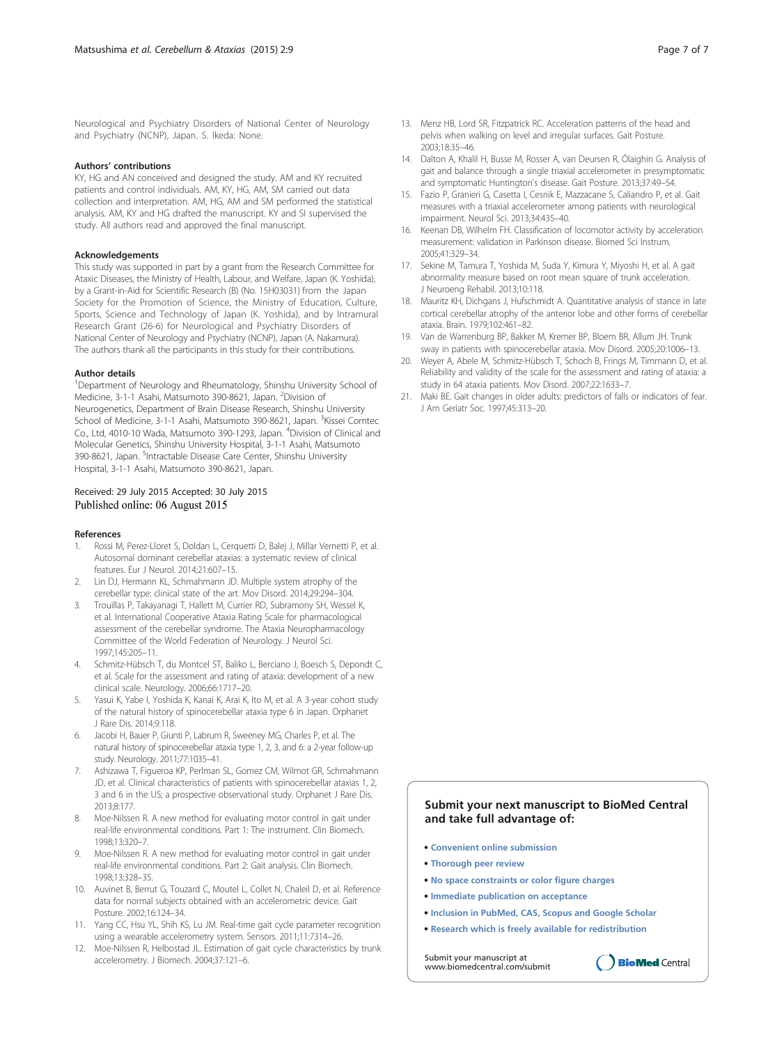Neurological and Psychiatry Disorders of National Center of Neurology and Psychiatry (NCNP), Japan. S. Ikeda: None.

#### Authors' contributions

KY, HG and AN conceived and designed the study. AM and KY recruited patients and control individuals. AM, KY, HG, AM, SM carried out data collection and interpretation. AM, HG, AM and SM performed the statistical analysis. AM, KY and HG drafted the manuscript. KY and SI supervised the study. All authors read and approved the final manuscript.

#### Acknowledgements

This study was supported in part by a grant from the Research Committee for Ataxic Diseases, the Ministry of Health, Labour, and Welfare, Japan (K. Yoshida), by a Grant-in-Aid for Scientific Research (B) (No. 15H03031) from the Japan Society for the Promotion of Science, the Ministry of Education, Culture, Sports, Science and Technology of Japan (K. Yoshida), and by Intramural Research Grant (26-6) for Neurological and Psychiatry Disorders of National Center of Neurology and Psychiatry (NCNP), Japan (A. Nakamura). The authors thank all the participants in this study for their contributions.

#### Author details

[1]Department of Neurology and Rheumatology, Shinshu University School of Medicine, 3-1-1 Asahi, Matsumoto 390-8621, Japan. [2]Division of Neurogenetics, Department of Brain Disease Research, Shinshu University School of Medicine, 3-1-1 Asahi, Matsumoto 390-8621, Japan. [3]Kissei Comtec Co., Ltd, 4010-10 Wada, Matsumoto 390-1293, Japan. [4]Division of Clinical and Molecular Genetics, Shinshu University Hospital, 3-1-1 Asahi, Matsumoto 390-8621, Japan. [5]Intractable Disease Care Center, Shinshu University Hospital, 3-1-1 Asahi, Matsumoto 390-8621, Japan.

Received: 29 July 2015 Accepted: 30 July 2015
Published online: 06 August 2015

#### References

1. Rossi M, Perez-Lloret S, Doldan L, Cerquetti D, Balej J, Millar Vernetti P, et al. Autosomal dominant cerebellar ataxias: a systematic review of clinical features. Eur J Neurol. 2014;21:607–15.
2. Lin DJ, Hermann KL, Schmahmann JD. Multiple system atrophy of the cerebellar type: clinical state of the art. Mov Disord. 2014;29:294–304.
3. Trouillas P, Takayanagi T, Hallett M, Currier RD, Subramony SH, Wessel K, et al. International Cooperative Ataxia Rating Scale for pharmacological assessment of the cerebellar syndrome. The Ataxia Neuropharmacology Committee of the World Federation of Neurology. J Neurol Sci. 1997;145:205–11.
4. Schmitz-Hübsch T, du Montcel ST, Baliko L, Berciano J, Boesch S, Depondt C, et al. Scale for the assessment and rating of ataxia: development of a new clinical scale. Neurology. 2006;66:1717–20.
5. Yasui K, Yabe I, Yoshida K, Kanai K, Arai K, Ito M, et al. A 3-year cohort study of the natural history of spinocerebellar ataxia type 6 in Japan. Orphanet J Rare Dis. 2014;9:118.
6. Jacobi H, Bauer P, Giunti P, Labrum R, Sweeney MG, Charles P, et al. The natural history of spinocerebellar ataxia type 1, 2, 3, and 6: a 2-year follow-up study. Neurology. 2011;77:1035–41.
7. Ashizawa T, Figueroa KP, Perlman SL, Gomez CM, Wilmot GR, Schmahmann JD, et al. Clinical characteristics of patients with spinocerebellar ataxias 1, 2, 3 and 6 in the US; a prospective observational study. Orphanet J Rare Dis. 2013;8:177.
8. Moe-Nilssen R. A new method for evaluating motor control in gait under real-life environmental conditions. Part 1: The instrument. Clin Biomech. 1998;13:320–7.
9. Moe-Nilssen R. A new method for evaluating motor control in gait under real-life environmental conditions. Part 2: Gait analysis. Clin Biomech. 1998;13:328–35.
10. Auvinet B, Berrut G, Touzard C, Moutel L, Collet N, Chaleil D, et al. Reference data for normal subjects obtained with an accelerometric device. Gait Posture. 2002;16:124–34.
11. Yang CC, Hsu YL, Shih KS, Lu JM. Real-time gait cycle parameter recognition using a wearable accelerometry system. Sensors. 2011;11:7314–26.
12. Moe-Nilssen R, Helbostad JL. Estimation of gait cycle characteristics by trunk accelerometry. J Biomech. 2004;37:121–6.
13. Menz HB, Lord SR, Fitzpatrick RC. Acceleration patterns of the head and pelvis when walking on level and irregular surfaces. Gait Posture. 2003;18:35–46.
14. Dalton A, Khalil H, Busse M, Rosser A, van Deursen R, Ólaighin G. Analysis of gait and balance through a single triaxial accelerometer in presymptomatic and symptomatic Huntington's disease. Gait Posture. 2013;37:49–54.
15. Fazio P, Granieri G, Casetta I, Cesnik E, Mazzacane S, Caliandro P, et al. Gait measures with a triaxial accelerometer among patients with neurological impairment. Neurol Sci. 2013;34:435–40.
16. Keenan DB, Wilhelm FH. Classification of locomotor activity by acceleration measurement: validation in Parkinson disease. Biomed Sci Instrum. 2005;41:329–34.
17. Sekine M, Tamura T, Yoshida M, Suda Y, Kimura Y, Miyoshi H, et al. A gait abnormality measure based on root mean square of trunk acceleration. J Neuroeng Rehabil. 2013;10:118.
18. Mauritz KH, Dichgans J, Hufschmidt A. Quantitative analysis of stance in late cortical cerebellar atrophy of the anterior lobe and other forms of cerebellar ataxia. Brain. 1979;102:461–82.
19. Van de Warrenburg BP, Bakker M, Kremer BP, Bloem BR, Allum JH. Trunk sway in patients with spinocerebellar ataxia. Mov Disord. 2005;20:1006–13.
20. Weyer A, Abele M, Schmitz-Hübsch T, Schoch B, Frings M, Timmann D, et al. Reliability and validity of the scale for the assessment and rating of ataxia: a study in 64 ataxia patients. Mov Disord. 2007;22:1633–7.
21. Maki BE. Gait changes in older adults: predictors of falls or indicators of fear. J Am Geriatr Soc. 1997;45:313–20.

**Submit your next manuscript to BioMed Central and take full advantage of:**

- Convenient online submission
- Thorough peer review
- No space constraints or color figure charges
- Immediate publication on acceptance
- Inclusion in PubMed, CAS, Scopus and Google Scholar
- Research which is freely available for redistribution

Submit your manuscript at
www.biomedcentral.com/submit

BioMed Central